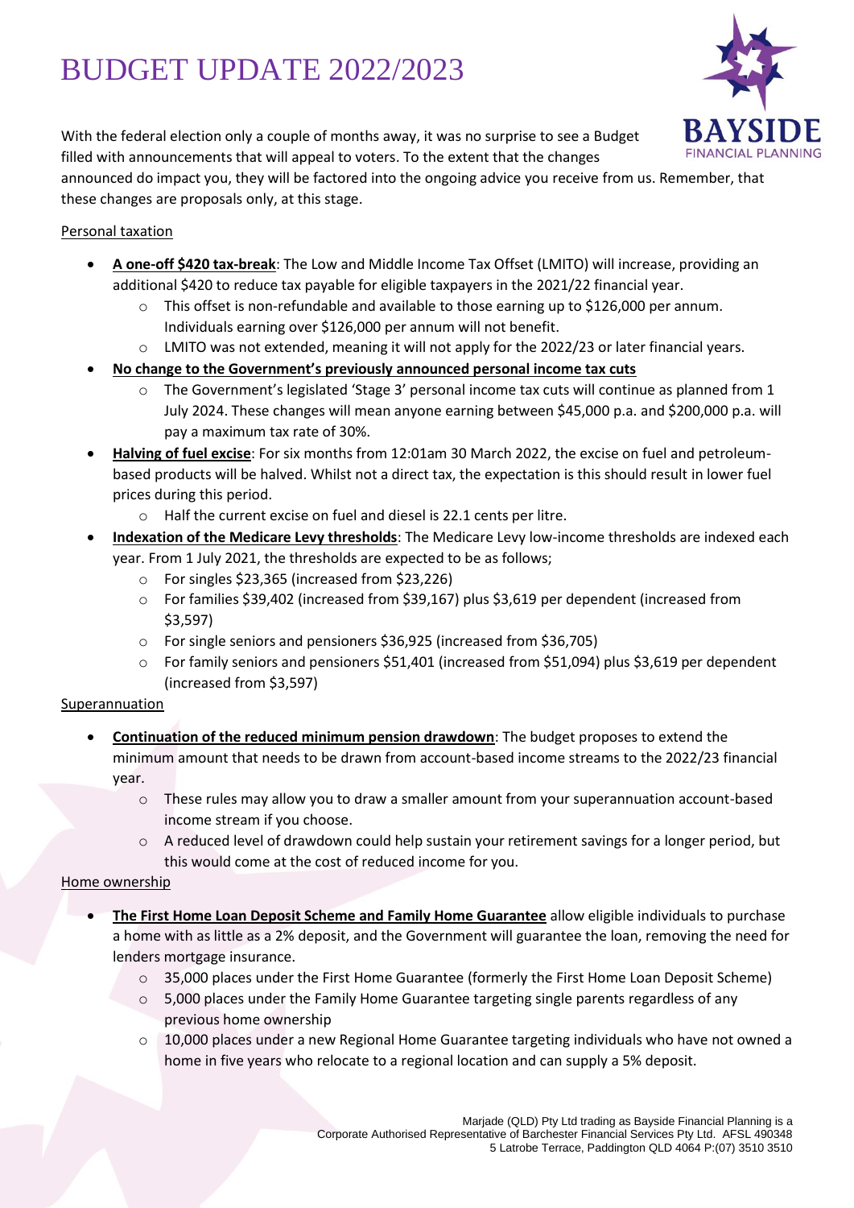# BUDGET UPDATE 2022/2023

With the federal election only a couple of months away, it was no surprise to see a Budget filled with announcements that will appeal to voters. To the extent that the changes announced do impact you, they will be factored into the ongoing advice you receive from us. Remember, that these changes are proposals only, at this stage.

<u>Personal taxation</u>

- **<u>A one-off $420 tax-break</u>**: The Low and Middle Income Tax Offset (LMITO) will increase, providing an additional $420 to reduce tax payable for eligible taxpayers in the 2021/22 financial year.
  - This offset is non-refundable and available to those earning up to $126,000 per annum. Individuals earning over $126,000 per annum will not benefit.
  - LMITO was not extended, meaning it will not apply for the 2022/23 or later financial years.
- **<u>No change to the Government's previously announced personal income tax cuts</u>**
  - The Government's legislated 'Stage 3' personal income tax cuts will continue as planned from 1 July 2024. These changes will mean anyone earning between $45,000 p.a. and $200,000 p.a. will pay a maximum tax rate of 30%.
- **<u>Halving of fuel excise</u>**: For six months from 12:01am 30 March 2022, the excise on fuel and petroleum-based products will be halved. Whilst not a direct tax, the expectation is this should result in lower fuel prices during this period.
  - Half the current excise on fuel and diesel is 22.1 cents per litre.
- **<u>Indexation of the Medicare Levy thresholds</u>**: The Medicare Levy low-income thresholds are indexed each year. From 1 July 2021, the thresholds are expected to be as follows;
  - For singles $23,365 (increased from $23,226)
  - For families $39,402 (increased from $39,167) plus $3,619 per dependent (increased from $3,597)
  - For single seniors and pensioners $36,925 (increased from $36,705)
  - For family seniors and pensioners $51,401 (increased from $51,094) plus $3,619 per dependent (increased from $3,597)

<u>Superannuation</u>

- **<u>Continuation of the reduced minimum pension drawdown</u>**: The budget proposes to extend the minimum amount that needs to be drawn from account-based income streams to the 2022/23 financial year.
  - These rules may allow you to draw a smaller amount from your superannuation account-based income stream if you choose.
  - A reduced level of drawdown could help sustain your retirement savings for a longer period, but this would come at the cost of reduced income for you.

<u>Home ownership</u>

- **<u>The First Home Loan Deposit Scheme and Family Home Guarantee</u>** allow eligible individuals to purchase a home with as little as a 2% deposit, and the Government will guarantee the loan, removing the need for lenders mortgage insurance.
  - 35,000 places under the First Home Guarantee (formerly the First Home Loan Deposit Scheme)
  - 5,000 places under the Family Home Guarantee targeting single parents regardless of any previous home ownership
  - 10,000 places under a new Regional Home Guarantee targeting individuals who have not owned a home in five years who relocate to a regional location and can supply a 5% deposit.

Marjade (QLD) Pty Ltd trading as Bayside Financial Planning is a Corporate Authorised Representative of Barchester Financial Services Pty Ltd. AFSL 490348
5 Latrobe Terrace, Paddington QLD 4064 P:(07) 3510 3510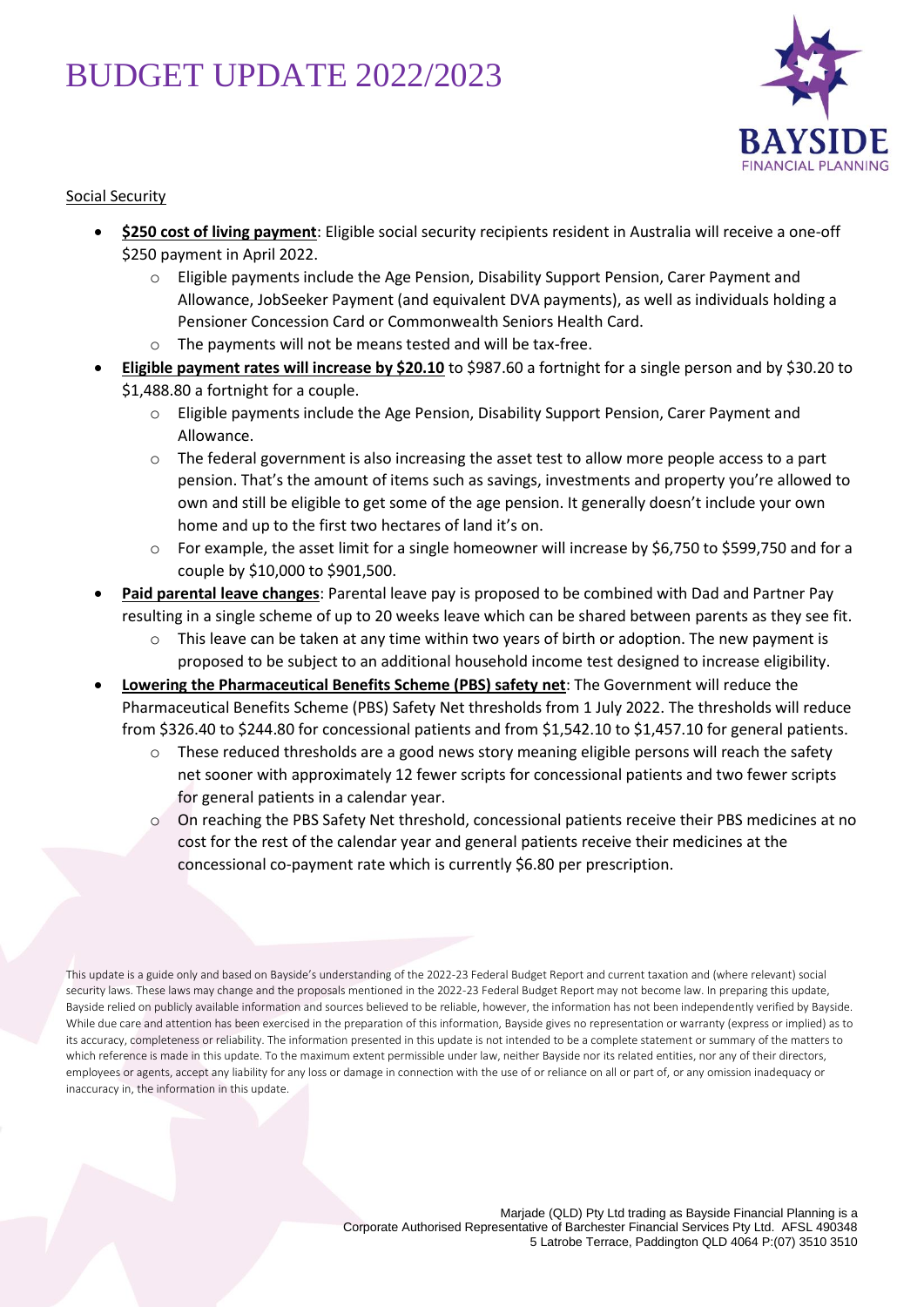# BUDGET UPDATE 2022/2023

Social Security

- **$250 cost of living payment**: Eligible social security recipients resident in Australia will receive a one-off $250 payment in April 2022.
  - Eligible payments include the Age Pension, Disability Support Pension, Carer Payment and Allowance, JobSeeker Payment (and equivalent DVA payments), as well as individuals holding a Pensioner Concession Card or Commonwealth Seniors Health Card.
  - The payments will not be means tested and will be tax-free.
- **Eligible payment rates will increase by $20.10** to $987.60 a fortnight for a single person and by $30.20 to $1,488.80 a fortnight for a couple.
  - Eligible payments include the Age Pension, Disability Support Pension, Carer Payment and Allowance.
  - The federal government is also increasing the asset test to allow more people access to a part pension. That's the amount of items such as savings, investments and property you're allowed to own and still be eligible to get some of the age pension. It generally doesn't include your own home and up to the first two hectares of land it's on.
  - For example, the asset limit for a single homeowner will increase by $6,750 to $599,750 and for a couple by $10,000 to $901,500.
- **Paid parental leave changes**: Parental leave pay is proposed to be combined with Dad and Partner Pay resulting in a single scheme of up to 20 weeks leave which can be shared between parents as they see fit.
  - This leave can be taken at any time within two years of birth or adoption. The new payment is proposed to be subject to an additional household income test designed to increase eligibility.
- **Lowering the Pharmaceutical Benefits Scheme (PBS) safety net**: The Government will reduce the Pharmaceutical Benefits Scheme (PBS) Safety Net thresholds from 1 July 2022. The thresholds will reduce from $326.40 to $244.80 for concessional patients and from $1,542.10 to $1,457.10 for general patients.
  - These reduced thresholds are a good news story meaning eligible persons will reach the safety net sooner with approximately 12 fewer scripts for concessional patients and two fewer scripts for general patients in a calendar year.
  - On reaching the PBS Safety Net threshold, concessional patients receive their PBS medicines at no cost for the rest of the calendar year and general patients receive their medicines at the concessional co-payment rate which is currently $6.80 per prescription.

This update is a guide only and based on Bayside's understanding of the 2022-23 Federal Budget Report and current taxation and (where relevant) social security laws. These laws may change and the proposals mentioned in the 2022-23 Federal Budget Report may not become law. In preparing this update, Bayside relied on publicly available information and sources believed to be reliable, however, the information has not been independently verified by Bayside. While due care and attention has been exercised in the preparation of this information, Bayside gives no representation or warranty (express or implied) as to its accuracy, completeness or reliability. The information presented in this update is not intended to be a complete statement or summary of the matters to which reference is made in this update. To the maximum extent permissible under law, neither Bayside nor its related entities, nor any of their directors, employees or agents, accept any liability for any loss or damage in connection with the use of or reliance on all or part of, or any omission inadequacy or inaccuracy in, the information in this update.

Marjade (QLD) Pty Ltd trading as Bayside Financial Planning is a Corporate Authorised Representative of Barchester Financial Services Pty Ltd. AFSL 490348
5 Latrobe Terrace, Paddington QLD 4064 P:(07) 3510 3510